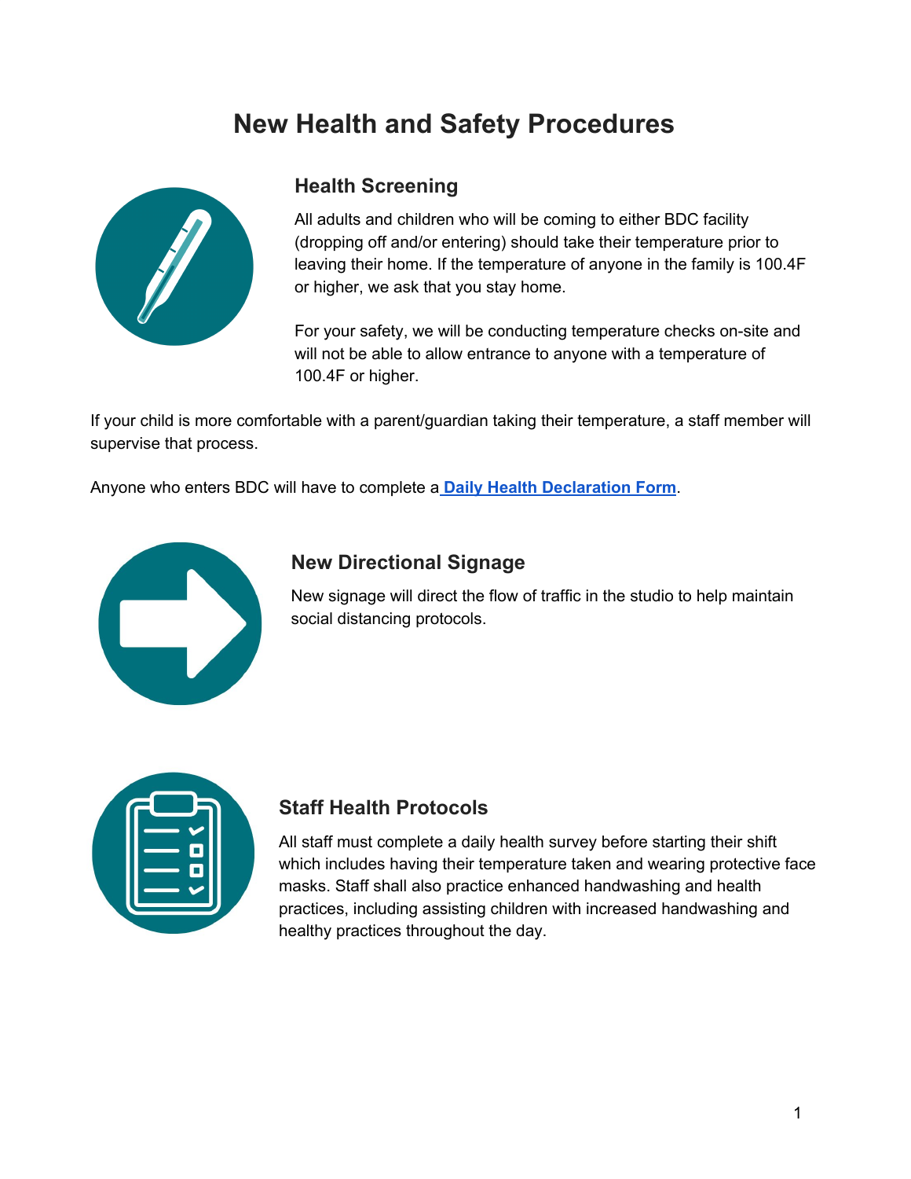# New Health and Safety Procedures

## Health Screening

All adults and children who will be coming to either BDC facility (dropping off and/or entering) should take their temperature prior to leaving their home. If the temperature of anyone in the family is 100.4F or higher, we ask that you stay home.

For your safety, we will be conducting temperature checks on-site and will not be able to allow entrance to anyone with a temperature of 100.4F or higher.

If your child is more comfortable with a parent/guardian taking their temperature, a staff member will supervise that process.

Anyone who enters BDC will have to complete a **Daily Health Declaration Form**.

## New Directional Signage

New signage will direct the flow of traffic in the studio to help maintain social distancing protocols.

## Staff Health Protocols

All staff must complete a daily health survey before starting their shift which includes having their temperature taken and wearing protective face masks. Staff shall also practice enhanced handwashing and health practices, including assisting children with increased handwashing and healthy practices throughout the day.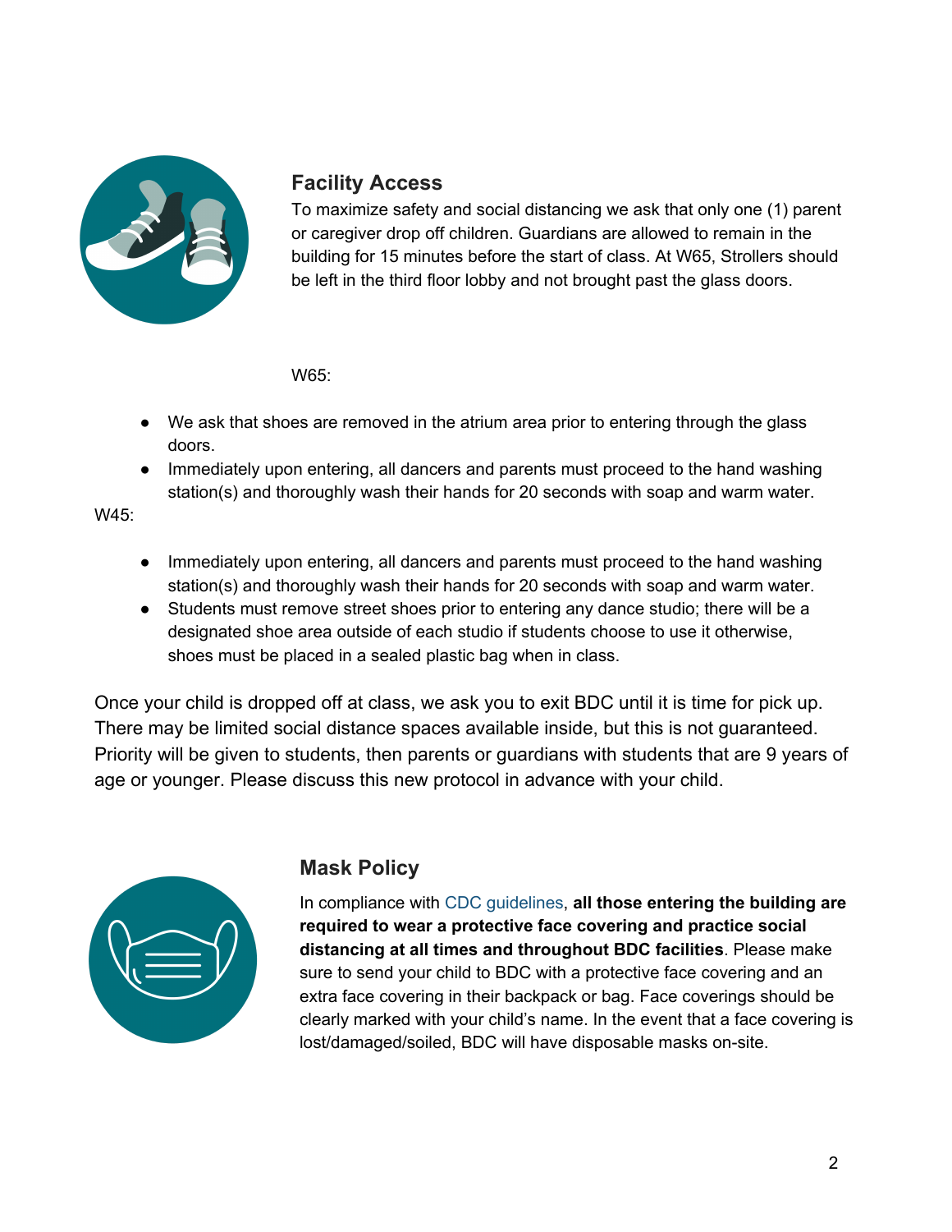## Facility Access

To maximize safety and social distancing we ask that only one (1) parent or caregiver drop off children. Guardians are allowed to remain in the building for 15 minutes before the start of class. At W65, Strollers should be left in the third floor lobby and not brought past the glass doors.

W65:

- We ask that shoes are removed in the atrium area prior to entering through the glass doors.
- Immediately upon entering, all dancers and parents must proceed to the hand washing station(s) and thoroughly wash their hands for 20 seconds with soap and warm water.

W45:

- Immediately upon entering, all dancers and parents must proceed to the hand washing station(s) and thoroughly wash their hands for 20 seconds with soap and warm water.
- Students must remove street shoes prior to entering any dance studio; there will be a designated shoe area outside of each studio if students choose to use it otherwise, shoes must be placed in a sealed plastic bag when in class.

Once your child is dropped off at class, we ask you to exit BDC until it is time for pick up. There may be limited social distance spaces available inside, but this is not guaranteed. Priority will be given to students, then parents or guardians with students that are 9 years of age or younger. Please discuss this new protocol in advance with your child.

## Mask Policy

In compliance with CDC guidelines, **all those entering the building are required to wear a protective face covering and practice social distancing at all times and throughout BDC facilities**. Please make sure to send your child to BDC with a protective face covering and an extra face covering in their backpack or bag. Face coverings should be clearly marked with your child's name. In the event that a face covering is lost/damaged/soiled, BDC will have disposable masks on-site.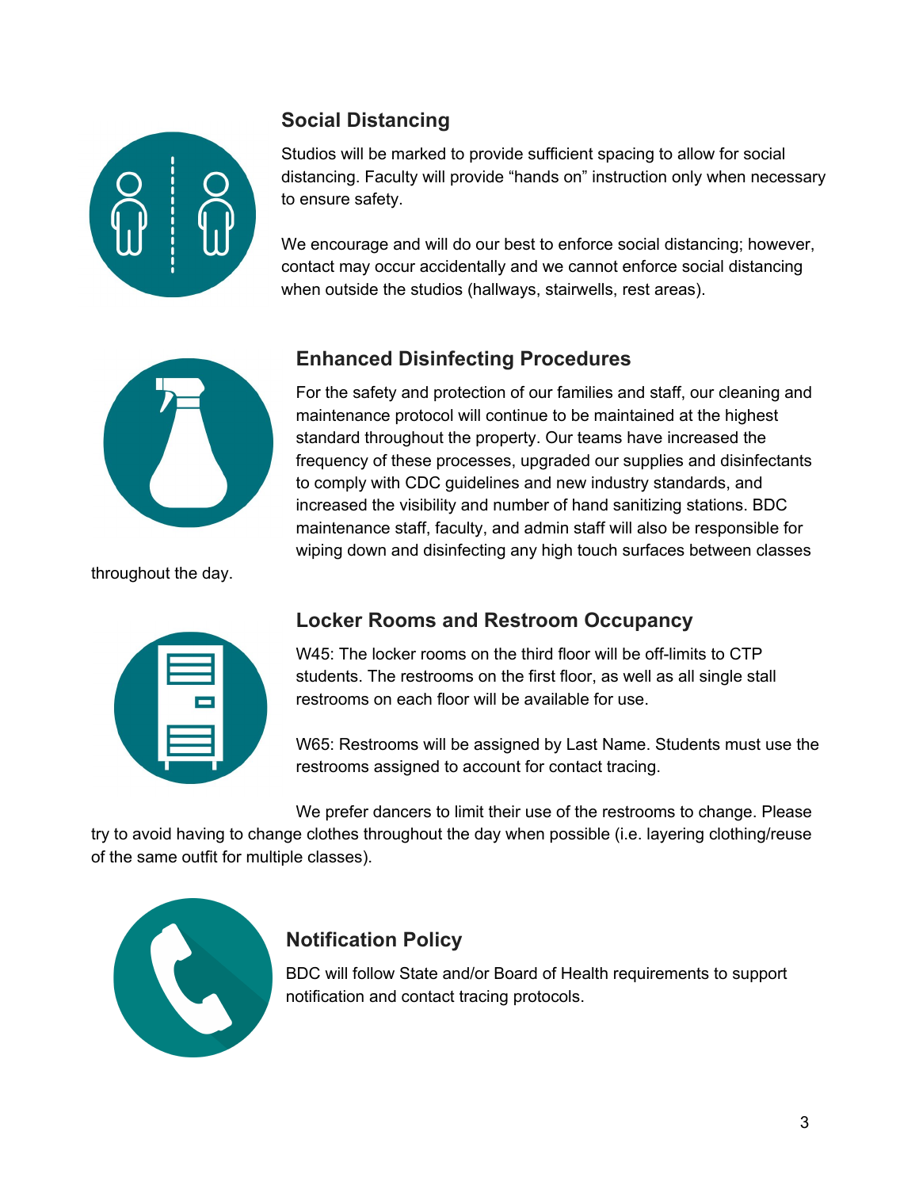## Social Distancing

Studios will be marked to provide sufficient spacing to allow for social distancing. Faculty will provide “hands on” instruction only when necessary to ensure safety.

We encourage and will do our best to enforce social distancing; however, contact may occur accidentally and we cannot enforce social distancing when outside the studios (hallways, stairwells, rest areas).

## Enhanced Disinfecting Procedures

For the safety and protection of our families and staff, our cleaning and maintenance protocol will continue to be maintained at the highest standard throughout the property. Our teams have increased the frequency of these processes, upgraded our supplies and disinfectants to comply with CDC guidelines and new industry standards, and increased the visibility and number of hand sanitizing stations. BDC maintenance staff, faculty, and admin staff will also be responsible for wiping down and disinfecting any high touch surfaces between classes throughout the day.

## Locker Rooms and Restroom Occupancy

W45: The locker rooms on the third floor will be off-limits to CTP students. The restrooms on the first floor, as well as all single stall restrooms on each floor will be available for use.

W65: Restrooms will be assigned by Last Name. Students must use the restrooms assigned to account for contact tracing.

We prefer dancers to limit their use of the restrooms to change. Please try to avoid having to change clothes throughout the day when possible (i.e. layering clothing/reuse of the same outfit for multiple classes).

## Notification Policy

BDC will follow State and/or Board of Health requirements to support notification and contact tracing protocols.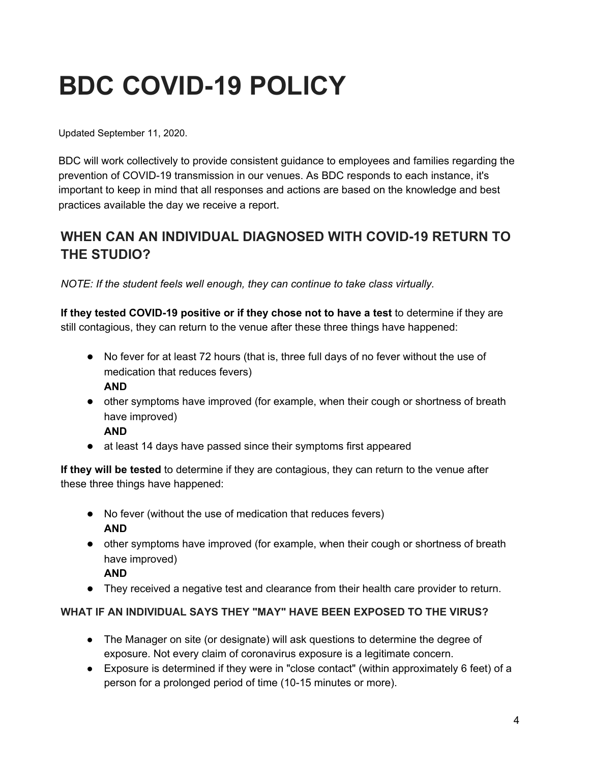# BDC COVID-19 POLICY

Updated September 11, 2020.

BDC will work collectively to provide consistent guidance to employees and families regarding the prevention of COVID-19 transmission in our venues. As BDC responds to each instance, it's important to keep in mind that all responses and actions are based on the knowledge and best practices available the day we receive a report.

## WHEN CAN AN INDIVIDUAL DIAGNOSED WITH COVID-19 RETURN TO THE STUDIO?

*NOTE: If the student feels well enough, they can continue to take class virtually.*

**If they tested COVID-19 positive or if they chose not to have a test** to determine if they are still contagious, they can return to the venue after these three things have happened:

- No fever for at least 72 hours (that is, three full days of no fever without the use of medication that reduces fevers)
  **AND**
- other symptoms have improved (for example, when their cough or shortness of breath have improved)
  **AND**
- at least 14 days have passed since their symptoms first appeared

**If they will be tested** to determine if they are contagious, they can return to the venue after these three things have happened:

- No fever (without the use of medication that reduces fevers)
  **AND**
- other symptoms have improved (for example, when their cough or shortness of breath have improved)
  **AND**
- They received a negative test and clearance from their health care provider to return.

#### WHAT IF AN INDIVIDUAL SAYS THEY "MAY" HAVE BEEN EXPOSED TO THE VIRUS?

- The Manager on site (or designate) will ask questions to determine the degree of exposure. Not every claim of coronavirus exposure is a legitimate concern.
- Exposure is determined if they were in "close contact" (within approximately 6 feet) of a person for a prolonged period of time (10-15 minutes or more).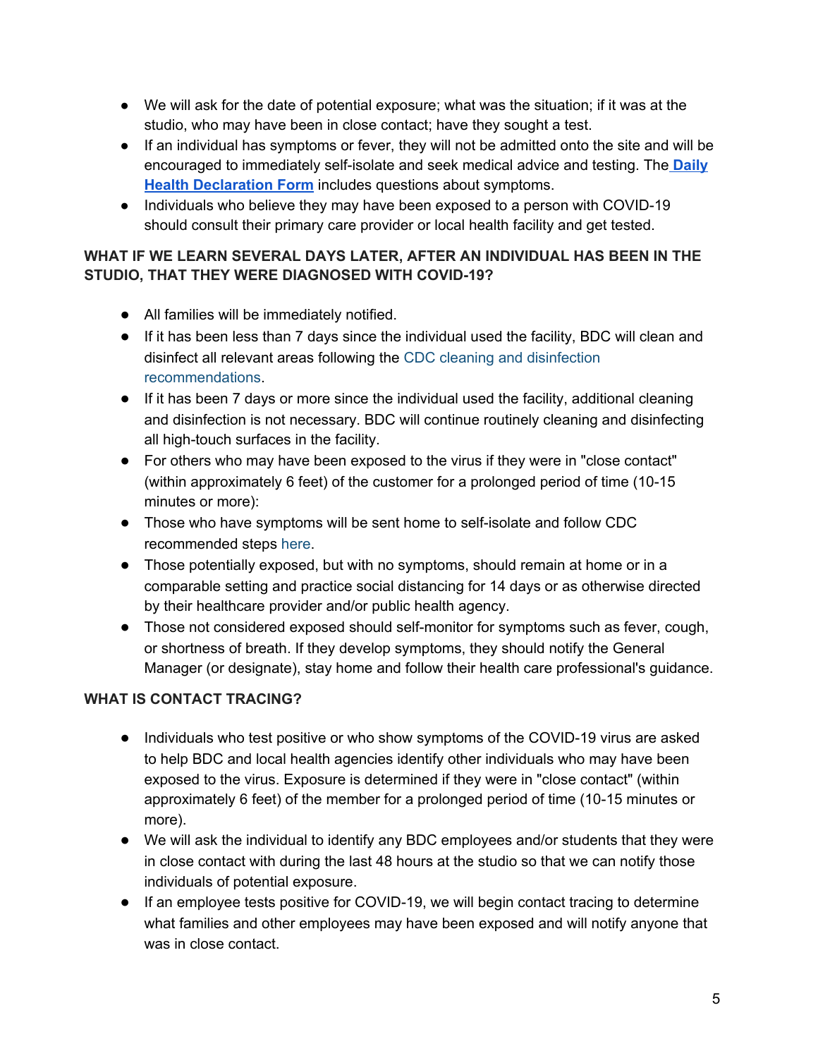- We will ask for the date of potential exposure; what was the situation; if it was at the studio, who may have been in close contact; have they sought a test.
- If an individual has symptoms or fever, they will not be admitted onto the site and will be encouraged to immediately self-isolate and seek medical advice and testing. The **Daily Health Declaration Form** includes questions about symptoms.
- Individuals who believe they may have been exposed to a person with COVID-19 should consult their primary care provider or local health facility and get tested.

**WHAT IF WE LEARN SEVERAL DAYS LATER, AFTER AN INDIVIDUAL HAS BEEN IN THE STUDIO, THAT THEY WERE DIAGNOSED WITH COVID-19?**

- All families will be immediately notified.
- If it has been less than 7 days since the individual used the facility, BDC will clean and disinfect all relevant areas following the CDC cleaning and disinfection recommendations.
- If it has been 7 days or more since the individual used the facility, additional cleaning and disinfection is not necessary. BDC will continue routinely cleaning and disinfecting all high-touch surfaces in the facility.
- For others who may have been exposed to the virus if they were in "close contact" (within approximately 6 feet) of the customer for a prolonged period of time (10-15 minutes or more):
- Those who have symptoms will be sent home to self-isolate and follow CDC recommended steps here.
- Those potentially exposed, but with no symptoms, should remain at home or in a comparable setting and practice social distancing for 14 days or as otherwise directed by their healthcare provider and/or public health agency.
- Those not considered exposed should self-monitor for symptoms such as fever, cough, or shortness of breath. If they develop symptoms, they should notify the General Manager (or designate), stay home and follow their health care professional's guidance.

**WHAT IS CONTACT TRACING?**

- Individuals who test positive or who show symptoms of the COVID-19 virus are asked to help BDC and local health agencies identify other individuals who may have been exposed to the virus. Exposure is determined if they were in "close contact" (within approximately 6 feet) of the member for a prolonged period of time (10-15 minutes or more).
- We will ask the individual to identify any BDC employees and/or students that they were in close contact with during the last 48 hours at the studio so that we can notify those individuals of potential exposure.
- If an employee tests positive for COVID-19, we will begin contact tracing to determine what families and other employees may have been exposed and will notify anyone that was in close contact.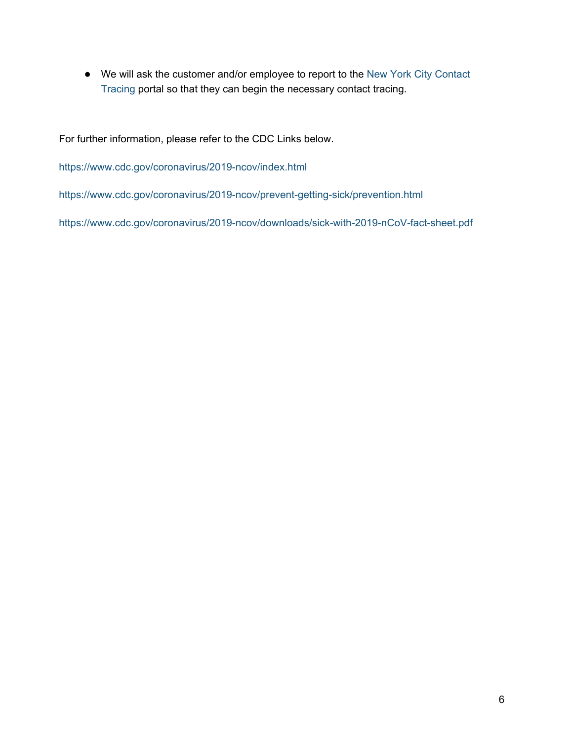- We will ask the customer and/or employee to report to the New York City Contact Tracing portal so that they can begin the necessary contact tracing.

For further information, please refer to the CDC Links below.

https://www.cdc.gov/coronavirus/2019-ncov/index.html

https://www.cdc.gov/coronavirus/2019-ncov/prevent-getting-sick/prevention.html

https://www.cdc.gov/coronavirus/2019-ncov/downloads/sick-with-2019-nCoV-fact-sheet.pdf